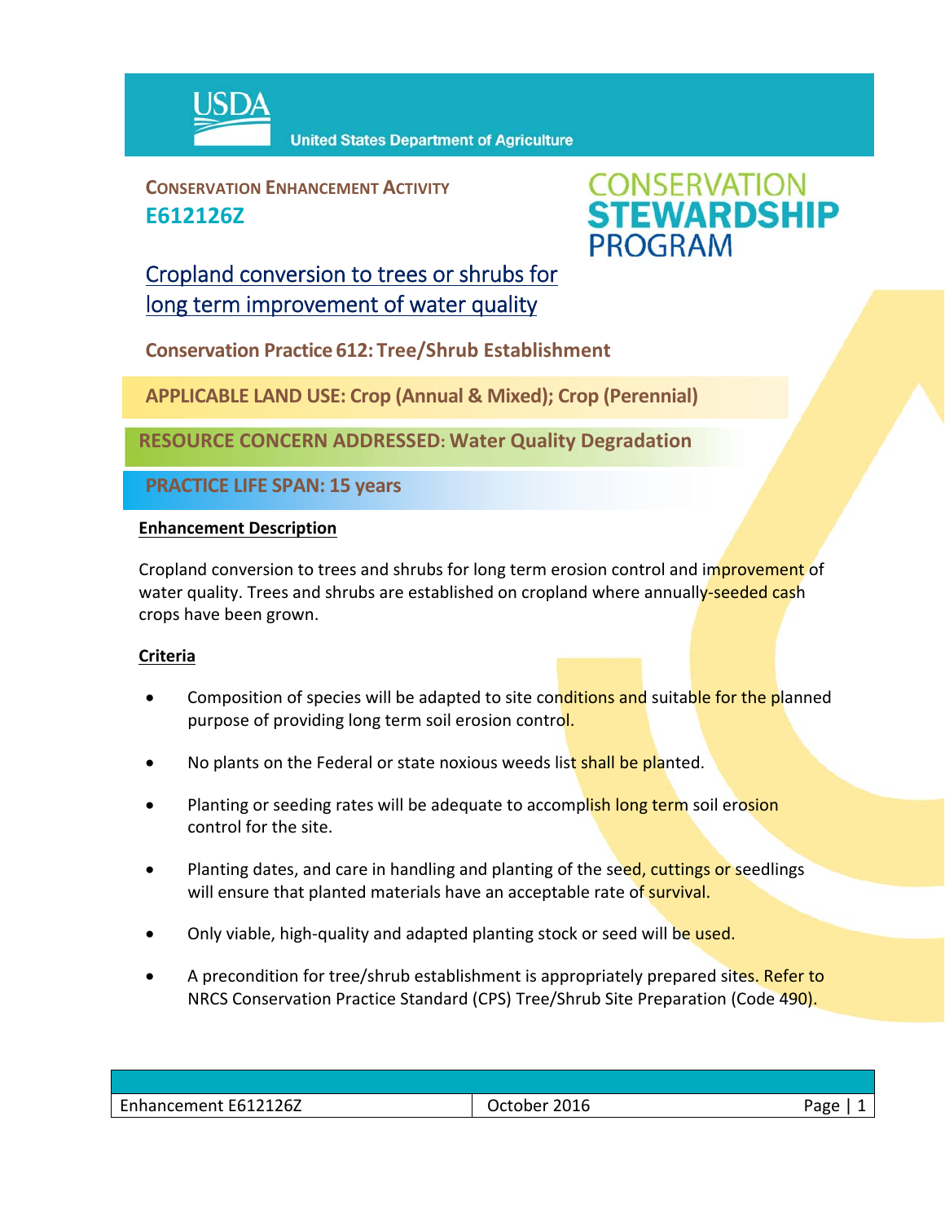USDA United States Department of Agriculture

**CONSERVATION ENHANCEMENT ACTIVITY**
**E612126Z**

**CONSERVATION STEWARDSHIP PROGRAM**

# Cropland conversion to trees or shrubs for long term improvement of water quality

**Conservation Practice 612: Tree/Shrub Establishment**

**APPLICABLE LAND USE: Crop (Annual & Mixed); Crop (Perennial)**

**RESOURCE CONCERN ADDRESSED: Water Quality Degradation**

**PRACTICE LIFE SPAN: 15 years**

## Enhancement Description

Cropland conversion to trees and shrubs for long term erosion control and improvement of water quality. Trees and shrubs are established on cropland where annually-seeded cash crops have been grown.

## Criteria

- Composition of species will be adapted to site conditions and suitable for the planned purpose of providing long term soil erosion control.
- No plants on the Federal or state noxious weeds list shall be planted.
- Planting or seeding rates will be adequate to accomplish long term soil erosion control for the site.
- Planting dates, and care in handling and planting of the seed, cuttings or seedlings will ensure that planted materials have an acceptable rate of survival.
- Only viable, high-quality and adapted planting stock or seed will be used.
- A precondition for tree/shrub establishment is appropriately prepared sites. Refer to NRCS Conservation Practice Standard (CPS) Tree/Shrub Site Preparation (Code 490).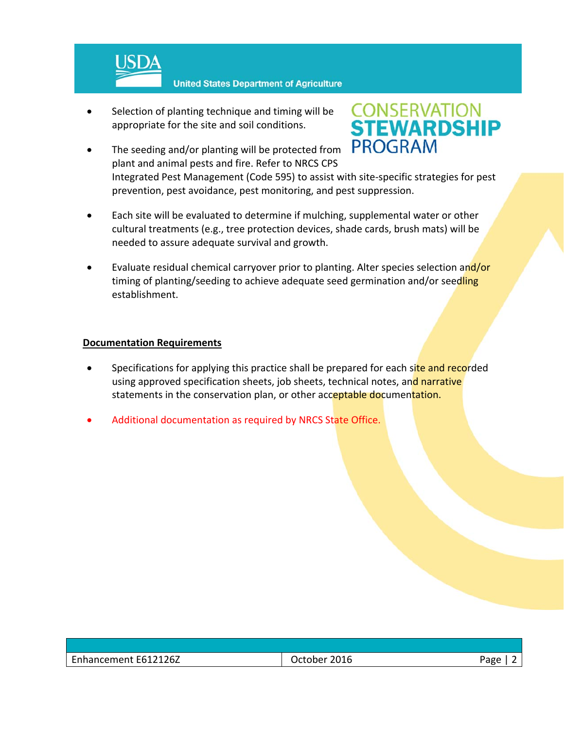- Selection of planting technique and timing will be appropriate for the site and soil conditions.

- The seeding and/or planting will be protected from plant and animal pests and fire. Refer to NRCS CPS Integrated Pest Management (Code 595) to assist with site-specific strategies for pest prevention, pest avoidance, pest monitoring, and pest suppression.

- Each site will be evaluated to determine if mulching, supplemental water or other cultural treatments (e.g., tree protection devices, shade cards, brush mats) will be needed to assure adequate survival and growth.

- Evaluate residual chemical carryover prior to planting. Alter species selection and/or timing of planting/seeding to achieve adequate seed germination and/or seedling establishment.

**Documentation Requirements**

- Specifications for applying this practice shall be prepared for each site and recorded using approved specification sheets, job sheets, technical notes, and narrative statements in the conservation plan, or other acceptable documentation.

- Additional documentation as required by NRCS State Office.